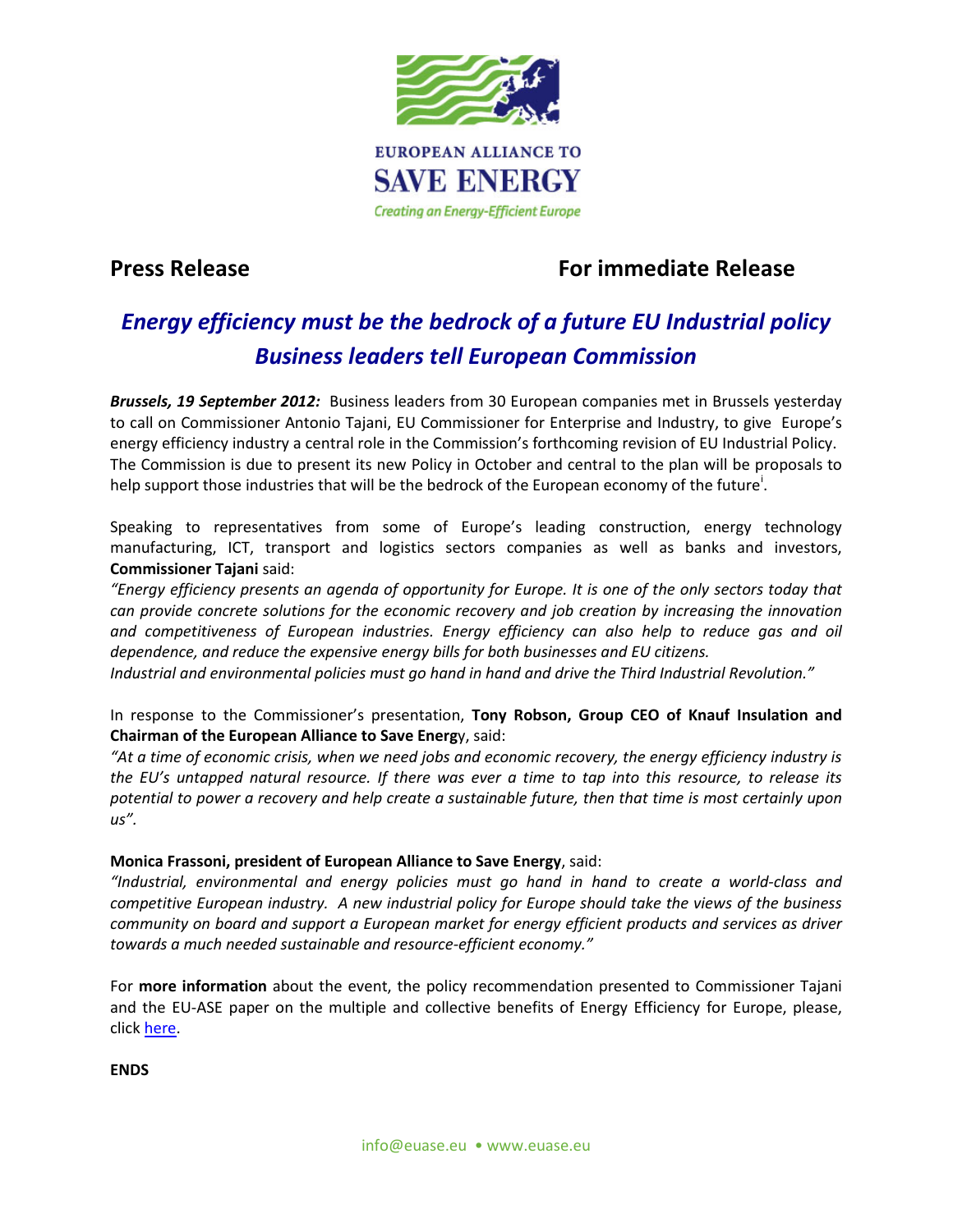EUROPEAN ALLIANCE TO
SAVE ENERGY
*Creating an Energy-Efficient Europe*

**Press Release** **For immediate Release**

# *Energy efficiency must be the bedrock of a future EU Industrial policy Business leaders tell European Commission*

***Brussels, 19 September 2012:*** Business leaders from 30 European companies met in Brussels yesterday to call on Commissioner Antonio Tajani, EU Commissioner for Enterprise and Industry, to give Europe's energy efficiency industry a central role in the Commission's forthcoming revision of EU Industrial Policy. The Commission is due to present its new Policy in October and central to the plan will be proposals to help support those industries that will be the bedrock of the European economy of the future[i].

Speaking to representatives from some of Europe's leading construction, energy technology manufacturing, ICT, transport and logistics sectors companies as well as banks and investors, **Commissioner Tajani** said:

*"Energy efficiency presents an agenda of opportunity for Europe. It is one of the only sectors today that can provide concrete solutions for the economic recovery and job creation by increasing the innovation and competitiveness of European industries. Energy efficiency can also help to reduce gas and oil dependence, and reduce the expensive energy bills for both businesses and EU citizens.*
*Industrial and environmental policies must go hand in hand and drive the Third Industrial Revolution."*

In response to the Commissioner's presentation, **Tony Robson, Group CEO of Knauf Insulation and Chairman of the European Alliance to Save Energ**y, said:

*"At a time of economic crisis, when we need jobs and economic recovery, the energy efficiency industry is the EU's untapped natural resource. If there was ever a time to tap into this resource, to release its potential to power a recovery and help create a sustainable future, then that time is most certainly upon us".*

**Monica Frassoni, president of European Alliance to Save Energy**, said:

*"Industrial, environmental and energy policies must go hand in hand to create a world-class and competitive European industry. A new industrial policy for Europe should take the views of the business community on board and support a European market for energy efficient products and services as driver towards a much needed sustainable and resource-efficient economy."*

For **more information** about the event, the policy recommendation presented to Commissioner Tajani and the EU-ASE paper on the multiple and collective benefits of Energy Efficiency for Europe, please, click here.

**ENDS**

info@euase.eu • www.euase.eu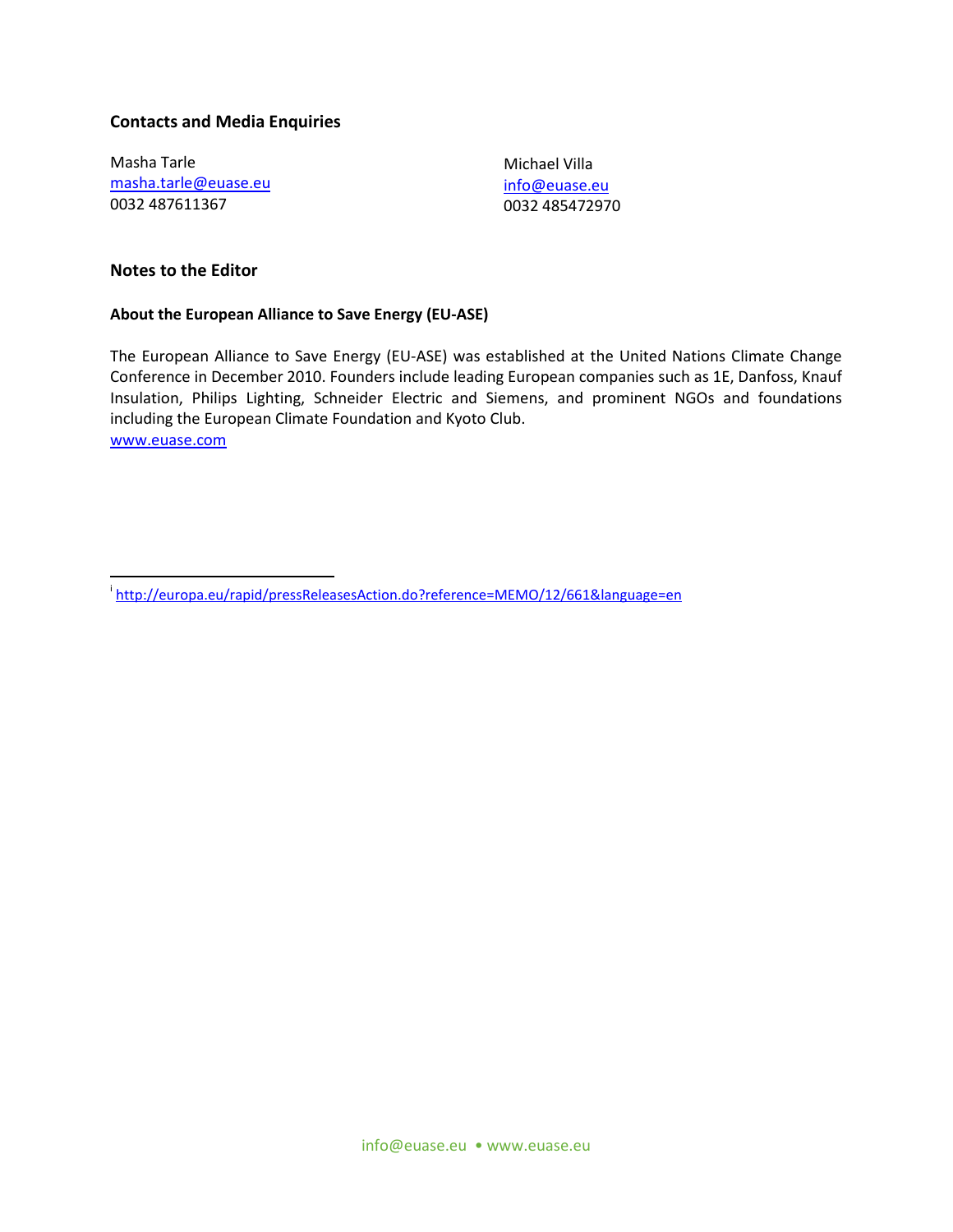## Contacts and Media Enquiries

Masha Tarle
masha.tarle@euase.eu
0032 487611367

Michael Villa
info@euase.eu
0032 485472970

## Notes to the Editor

### About the European Alliance to Save Energy (EU-ASE)

The European Alliance to Save Energy (EU-ASE) was established at the United Nations Climate Change Conference in December 2010. Founders include leading European companies such as 1E, Danfoss, Knauf Insulation, Philips Lighting, Schneider Electric and Siemens, and prominent NGOs and foundations including the European Climate Foundation and Kyoto Club.
www.euase.com

---

[i] http://europa.eu/rapid/pressReleasesAction.do?reference=MEMO/12/661&language=en